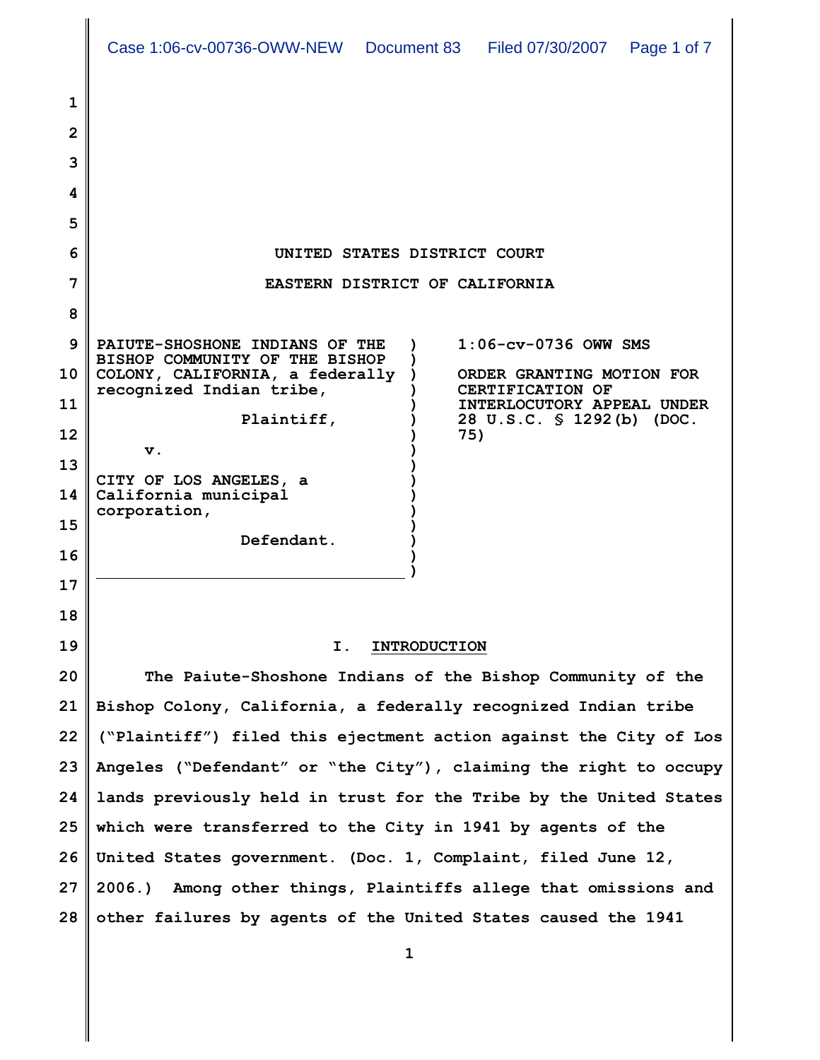UNITED STATES DISTRICT COURT

EASTERN DISTRICT OF CALIFORNIA

| | |
|---|---|
| PAIUTE-SHOSHONE INDIANS OF THE BISHOP COMMUNITY OF THE BISHOP COLONY, CALIFORNIA, a federally recognized Indian tribe,<br><br>Plaintiff,<br><br>v.<br><br>CITY OF LOS ANGELES, a California municipal corporation,<br><br>Defendant. | 1:06-cv-0736 OWW SMS<br><br>ORDER GRANTING MOTION FOR CERTIFICATION OF INTERLOCUTORY APPEAL UNDER 28 U.S.C. § 1292(b) (DOC. 75) |

## I. INTRODUCTION

The Paiute-Shoshone Indians of the Bishop Community of the Bishop Colony, California, a federally recognized Indian tribe ("Plaintiff") filed this ejectment action against the City of Los Angeles ("Defendant" or "the City"), claiming the right to occupy lands previously held in trust for the Tribe by the United States which were transferred to the City in 1941 by agents of the United States government. (Doc. 1, Complaint, filed June 12, 2006.) Among other things, Plaintiffs allege that omissions and other failures by agents of the United States caused the 1941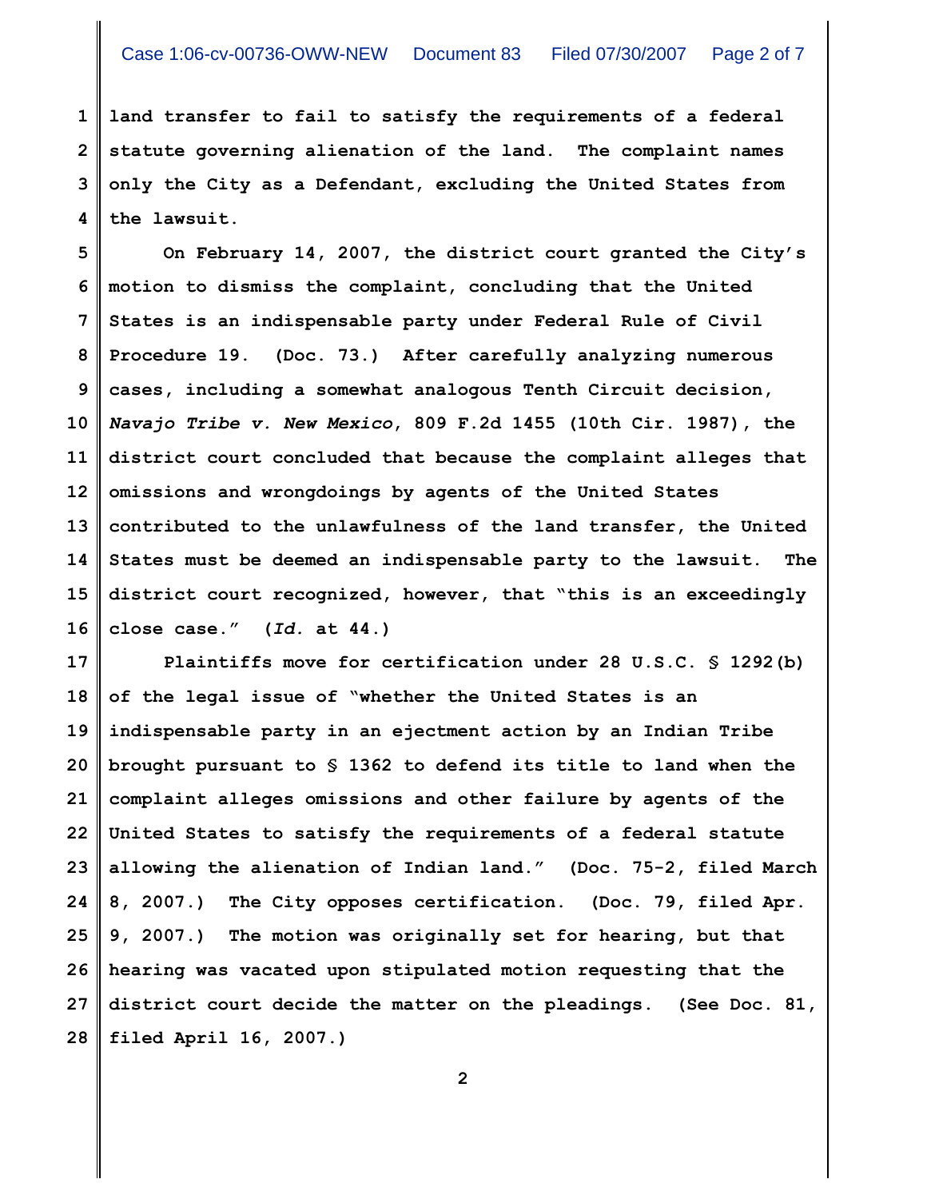land transfer to fail to satisfy the requirements of a federal statute governing alienation of the land. The complaint names only the City as a Defendant, excluding the United States from the lawsuit.

On February 14, 2007, the district court granted the City's motion to dismiss the complaint, concluding that the United States is an indispensable party under Federal Rule of Civil Procedure 19. (Doc. 73.) After carefully analyzing numerous cases, including a somewhat analogous Tenth Circuit decision, *Navajo Tribe v. New Mexico*, 809 F.2d 1455 (10th Cir. 1987), the district court concluded that because the complaint alleges that omissions and wrongdoings by agents of the United States contributed to the unlawfulness of the land transfer, the United States must be deemed an indispensable party to the lawsuit. The district court recognized, however, that "this is an exceedingly close case." (*Id.* at 44.)

Plaintiffs move for certification under 28 U.S.C. § 1292(b) of the legal issue of "whether the United States is an indispensable party in an ejectment action by an Indian Tribe brought pursuant to § 1362 to defend its title to land when the complaint alleges omissions and other failure by agents of the United States to satisfy the requirements of a federal statute allowing the alienation of Indian land." (Doc. 75-2, filed March 8, 2007.) The City opposes certification. (Doc. 79, filed Apr. 9, 2007.) The motion was originally set for hearing, but that hearing was vacated upon stipulated motion requesting that the district court decide the matter on the pleadings. (See Doc. 81, filed April 16, 2007.)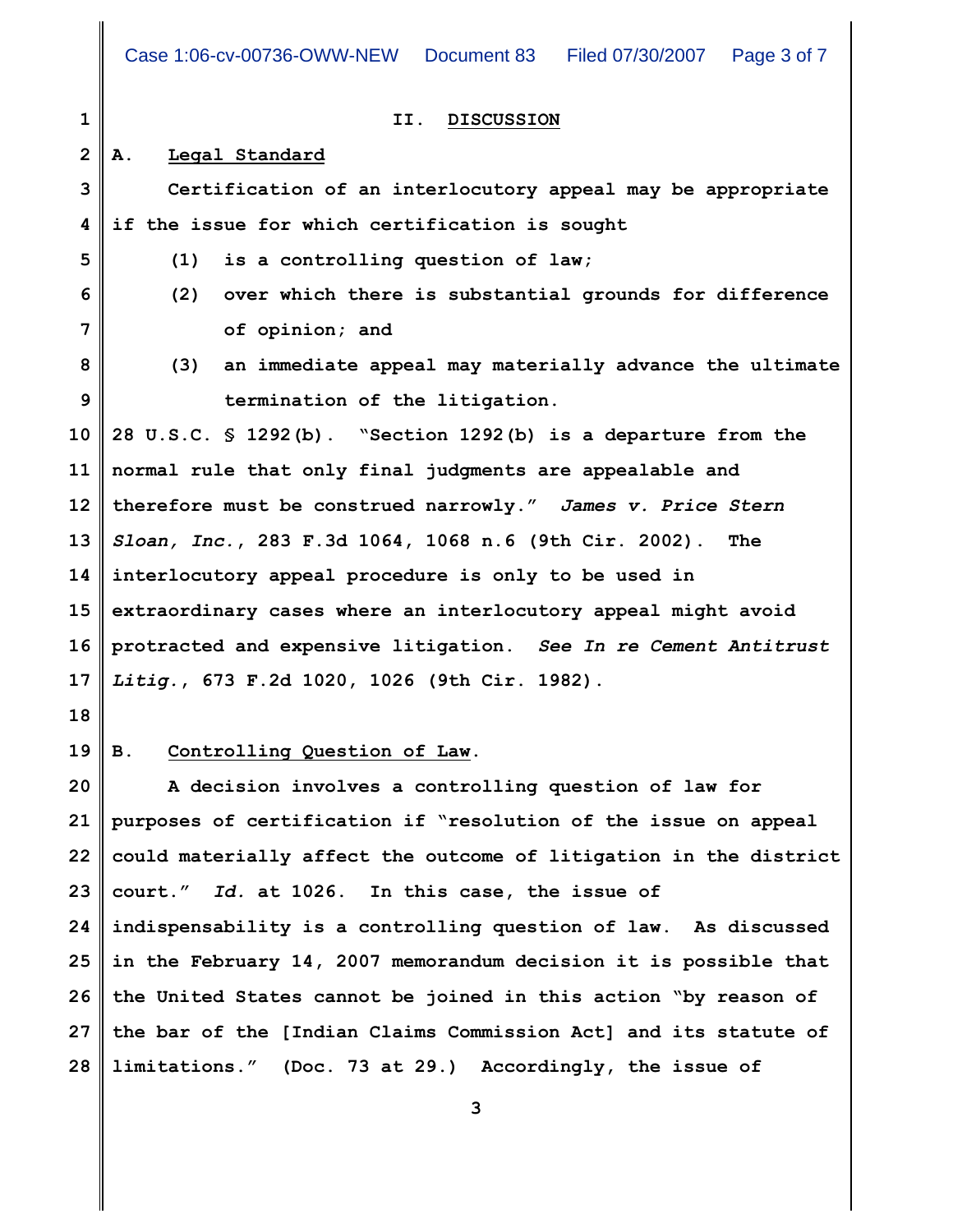## II. DISCUSSION

### A. Legal Standard

Certification of an interlocutory appeal may be appropriate if the issue for which certification is sought

(1) is a controlling question of law;

(2) over which there is substantial grounds for difference of opinion; and

(3) an immediate appeal may materially advance the ultimate termination of the litigation.

28 U.S.C. § 1292(b). "Section 1292(b) is a departure from the normal rule that only final judgments are appealable and therefore must be construed narrowly." *James v. Price Stern Sloan, Inc.*, 283 F.3d 1064, 1068 n.6 (9th Cir. 2002). The interlocutory appeal procedure is only to be used in extraordinary cases where an interlocutory appeal might avoid protracted and expensive litigation. *See In re Cement Antitrust Litig.*, 673 F.2d 1020, 1026 (9th Cir. 1982).

### B. Controlling Question of Law.

A decision involves a controlling question of law for purposes of certification if "resolution of the issue on appeal could materially affect the outcome of litigation in the district court." *Id.* at 1026. In this case, the issue of indispensability is a controlling question of law. As discussed in the February 14, 2007 memorandum decision it is possible that the United States cannot be joined in this action "by reason of the bar of the [Indian Claims Commission Act] and its statute of limitations." (Doc. 73 at 29.) Accordingly, the issue of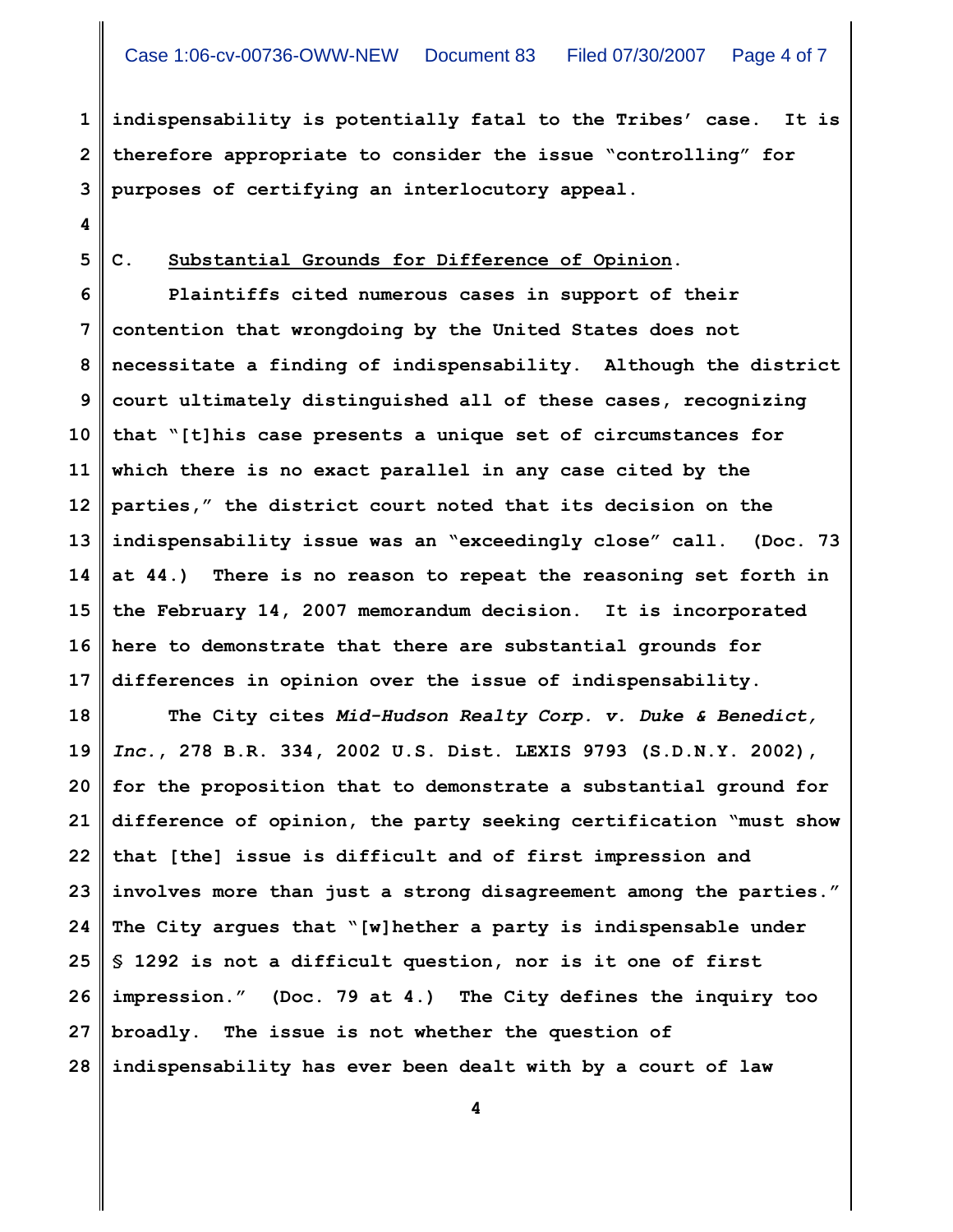indispensability is potentially fatal to the Tribes' case. It is therefore appropriate to consider the issue "controlling" for purposes of certifying an interlocutory appeal.

C. Substantial Grounds for Difference of Opinion.

Plaintiffs cited numerous cases in support of their contention that wrongdoing by the United States does not necessitate a finding of indispensability. Although the district court ultimately distinguished all of these cases, recognizing that "[t]his case presents a unique set of circumstances for which there is no exact parallel in any case cited by the parties," the district court noted that its decision on the indispensability issue was an "exceedingly close" call. (Doc. 73 at 44.) There is no reason to repeat the reasoning set forth in the February 14, 2007 memorandum decision. It is incorporated here to demonstrate that there are substantial grounds for differences in opinion over the issue of indispensability.

The City cites *Mid-Hudson Realty Corp. v. Duke & Benedict, Inc.*, 278 B.R. 334, 2002 U.S. Dist. LEXIS 9793 (S.D.N.Y. 2002), for the proposition that to demonstrate a substantial ground for difference of opinion, the party seeking certification "must show that [the] issue is difficult and of first impression and involves more than just a strong disagreement among the parties." The City argues that "[w]hether a party is indispensable under § 1292 is not a difficult question, nor is it one of first impression." (Doc. 79 at 4.) The City defines the inquiry too broadly. The issue is not whether the question of indispensability has ever been dealt with by a court of law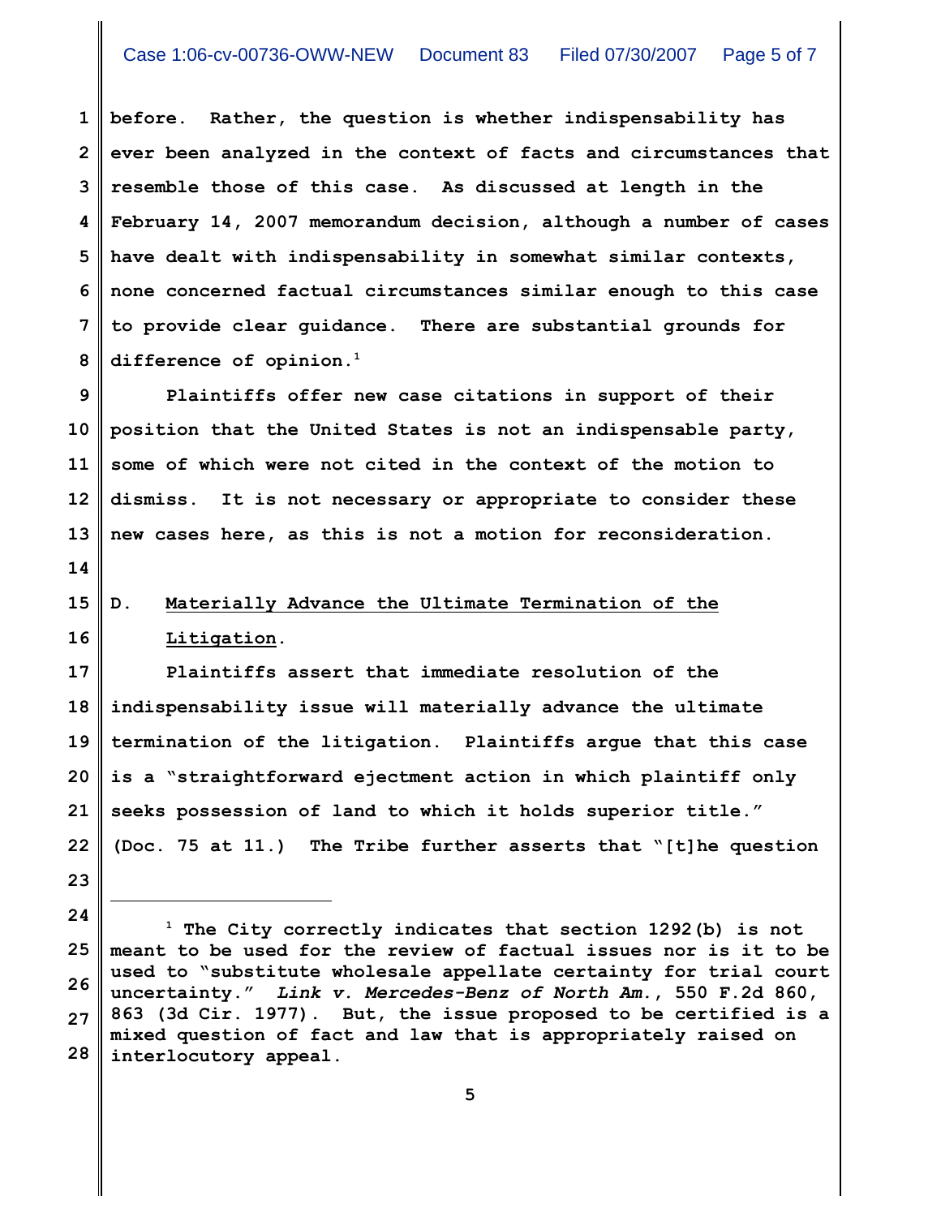before. Rather, the question is whether indispensability has ever been analyzed in the context of facts and circumstances that resemble those of this case. As discussed at length in the February 14, 2007 memorandum decision, although a number of cases have dealt with indispensability in somewhat similar contexts, none concerned factual circumstances similar enough to this case to provide clear guidance. There are substantial grounds for difference of opinion.[1]

Plaintiffs offer new case citations in support of their position that the United States is not an indispensable party, some of which were not cited in the context of the motion to dismiss. It is not necessary or appropriate to consider these new cases here, as this is not a motion for reconsideration.

## D. Materially Advance the Ultimate Termination of the Litigation.

Plaintiffs assert that immediate resolution of the indispensability issue will materially advance the ultimate termination of the litigation. Plaintiffs argue that this case is a "straightforward ejectment action in which plaintiff only seeks possession of land to which it holds superior title." (Doc. 75 at 11.) The Tribe further asserts that "[t]he question

---

[1] The City correctly indicates that section 1292(b) is not meant to be used for the review of factual issues nor is it to be used to "substitute wholesale appellate certainty for trial court uncertainty." *Link v. Mercedes-Benz of North Am.*, 550 F.2d 860, 863 (3d Cir. 1977). But, the issue proposed to be certified is a mixed question of fact and law that is appropriately raised on interlocutory appeal.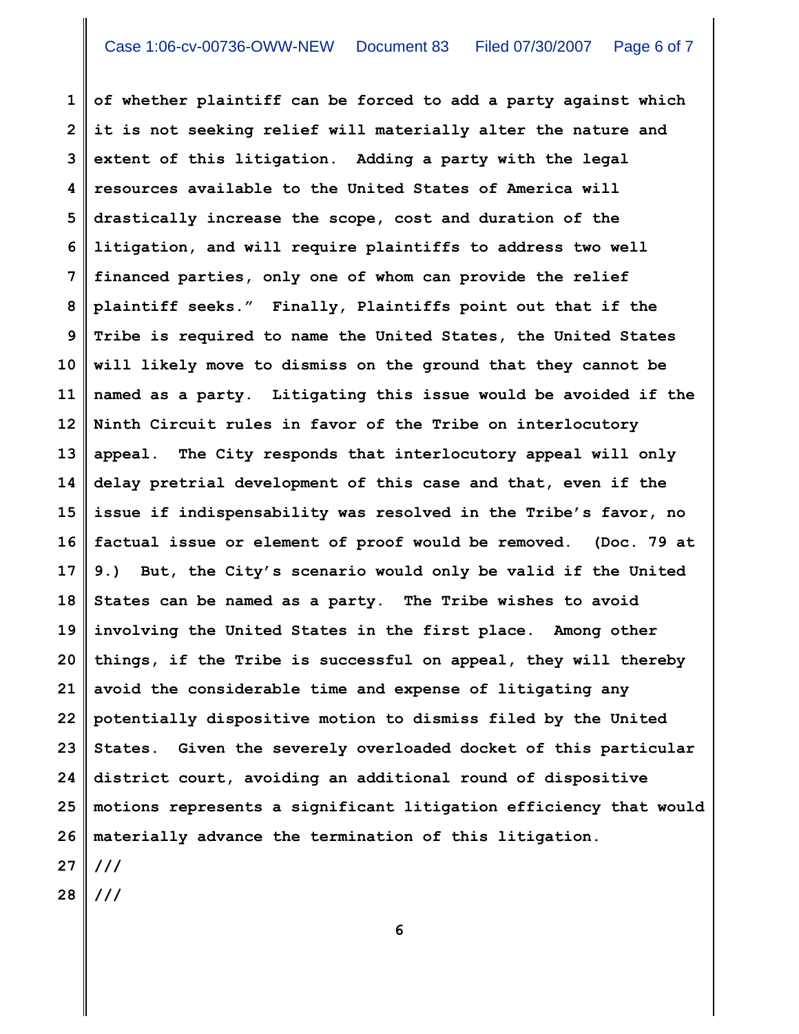of whether plaintiff can be forced to add a party against which it is not seeking relief will materially alter the nature and extent of this litigation. Adding a party with the legal resources available to the United States of America will drastically increase the scope, cost and duration of the litigation, and will require plaintiffs to address two well financed parties, only one of whom can provide the relief plaintiff seeks." Finally, Plaintiffs point out that if the Tribe is required to name the United States, the United States will likely move to dismiss on the ground that they cannot be named as a party. Litigating this issue would be avoided if the Ninth Circuit rules in favor of the Tribe on interlocutory appeal. The City responds that interlocutory appeal will only delay pretrial development of this case and that, even if the issue if indispensability was resolved in the Tribe's favor, no factual issue or element of proof would be removed. (Doc. 79 at 9.) But, the City's scenario would only be valid if the United States can be named as a party. The Tribe wishes to avoid involving the United States in the first place. Among other things, if the Tribe is successful on appeal, they will thereby avoid the considerable time and expense of litigating any potentially dispositive motion to dismiss filed by the United States. Given the severely overloaded docket of this particular district court, avoiding an additional round of dispositive motions represents a significant litigation efficiency that would materially advance the termination of this litigation.

///

///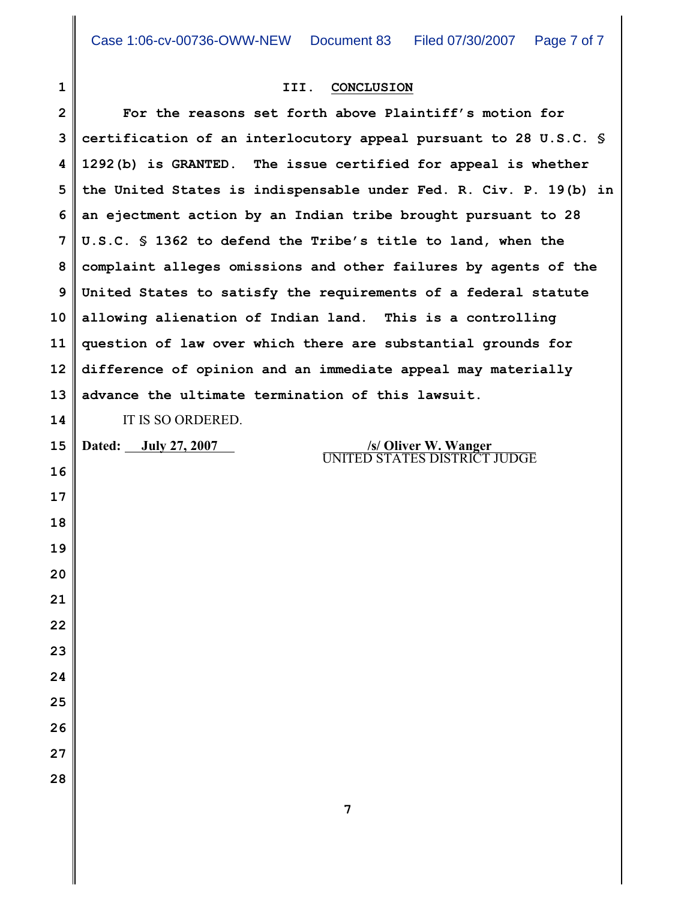## III. CONCLUSION

For the reasons set forth above Plaintiff's motion for certification of an interlocutory appeal pursuant to 28 U.S.C. § 1292(b) is GRANTED. The issue certified for appeal is whether the United States is indispensable under Fed. R. Civ. P. 19(b) in an ejectment action by an Indian tribe brought pursuant to 28 U.S.C. § 1362 to defend the Tribe's title to land, when the complaint alleges omissions and other failures by agents of the United States to satisfy the requirements of a federal statute allowing alienation of Indian land. This is a controlling question of law over which there are substantial grounds for difference of opinion and an immediate appeal may materially advance the ultimate termination of this lawsuit.

IT IS SO ORDERED.

**Dated: July 27, 2007**

**/s/ Oliver W. Wanger**
UNITED STATES DISTRICT JUDGE